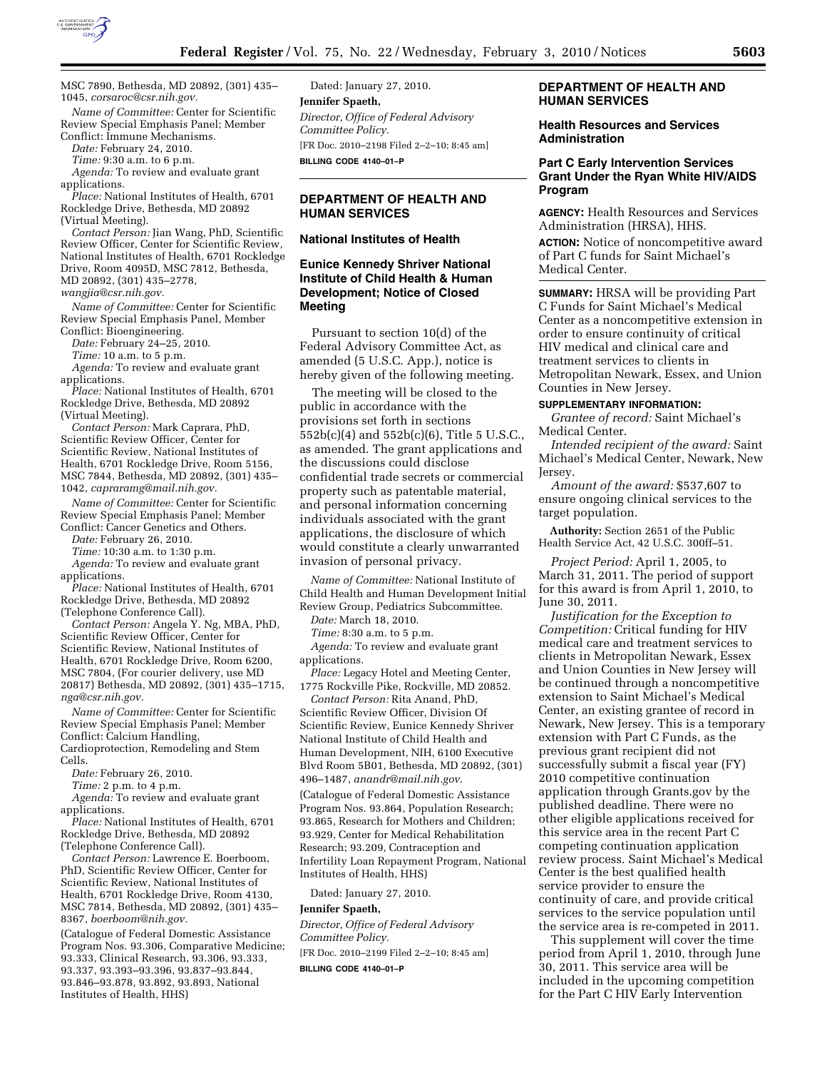MSC 7890, Bethesda, MD 20892, (301) 435–1045, *corsaroc@csr.nih.gov.*

*Name of Committee:* Center for Scientific Review Special Emphasis Panel; Member Conflict: Immune Mechanisms.

*Date:* February 24, 2010.

*Time:* 9:30 a.m. to 6 p.m.

*Agenda:* To review and evaluate grant applications.

*Place:* National Institutes of Health, 6701 Rockledge Drive, Bethesda, MD 20892 (Virtual Meeting).

*Contact Person:* Jian Wang, PhD, Scientific Review Officer, Center for Scientific Review, National Institutes of Health, 6701 Rockledge Drive, Room 4095D, MSC 7812, Bethesda, MD 20892, (301) 435–2778, *wangjia@csr.nih.gov.*

*Name of Committee:* Center for Scientific Review Special Emphasis Panel, Member Conflict: Bioengineering.

*Date:* February 24–25, 2010.

*Time:* 10 a.m. to 5 p.m.

*Agenda:* To review and evaluate grant applications.

*Place:* National Institutes of Health, 6701 Rockledge Drive, Bethesda, MD 20892 (Virtual Meeting).

*Contact Person:* Mark Caprara, PhD, Scientific Review Officer, Center for Scientific Review, National Institutes of Health, 6701 Rockledge Drive, Room 5156, MSC 7844, Bethesda, MD 20892, (301) 435–1042, *capraramg@mail.nih.gov.*

*Name of Committee:* Center for Scientific Review Special Emphasis Panel; Member Conflict: Cancer Genetics and Others.

*Date:* February 26, 2010.

*Time:* 10:30 a.m. to 1:30 p.m.

*Agenda:* To review and evaluate grant applications.

*Place:* National Institutes of Health, 6701 Rockledge Drive, Bethesda, MD 20892 (Telephone Conference Call).

*Contact Person:* Angela Y. Ng, MBA, PhD, Scientific Review Officer, Center for Scientific Review, National Institutes of Health, 6701 Rockledge Drive, Room 6200, MSC 7804, (For courier delivery, use MD 20817) Bethesda, MD 20892, (301) 435–1715, *nga@csr.nih.gov.*

*Name of Committee:* Center for Scientific Review Special Emphasis Panel; Member Conflict: Calcium Handling, Cardioprotection, Remodeling and Stem Cells.

*Date:* February 26, 2010.

*Time:* 2 p.m. to 4 p.m.

*Agenda:* To review and evaluate grant applications.

*Place:* National Institutes of Health, 6701 Rockledge Drive, Bethesda, MD 20892 (Telephone Conference Call).

*Contact Person:* Lawrence E. Boerboom, PhD, Scientific Review Officer, Center for Scientific Review, National Institutes of Health, 6701 Rockledge Drive, Room 4130, MSC 7814, Bethesda, MD 20892, (301) 435–8367, *boerboom@nih.gov.*

(Catalogue of Federal Domestic Assistance Program Nos. 93.306, Comparative Medicine; 93.333, Clinical Research, 93.306, 93.333, 93.337, 93.393–93.396, 93.837–93.844, 93.846–93.878, 93.892, 93.893, National Institutes of Health, HHS)

Dated: January 27, 2010.

**Jennifer Spaeth,**

*Director, Office of Federal Advisory Committee Policy.*

[FR Doc. 2010–2198 Filed 2–2–10; 8:45 am]

**BILLING CODE 4140–01–P**

---

## DEPARTMENT OF HEALTH AND HUMAN SERVICES

### National Institutes of Health

### Eunice Kennedy Shriver National Institute of Child Health & Human Development; Notice of Closed Meeting

Pursuant to section 10(d) of the Federal Advisory Committee Act, as amended (5 U.S.C. App.), notice is hereby given of the following meeting.

The meeting will be closed to the public in accordance with the provisions set forth in sections 552b(c)(4) and 552b(c)(6), Title 5 U.S.C., as amended. The grant applications and the discussions could disclose confidential trade secrets or commercial property such as patentable material, and personal information concerning individuals associated with the grant applications, the disclosure of which would constitute a clearly unwarranted invasion of personal privacy.

*Name of Committee:* National Institute of Child Health and Human Development Initial Review Group, Pediatrics Subcommittee.

*Date:* March 18, 2010.

*Time:* 8:30 a.m. to 5 p.m.

*Agenda:* To review and evaluate grant applications.

*Place:* Legacy Hotel and Meeting Center, 1775 Rockville Pike, Rockville, MD 20852.

*Contact Person:* Rita Anand, PhD, Scientific Review Officer, Division Of Scientific Review, Eunice Kennedy Shriver National Institute of Child Health and Human Development, NIH, 6100 Executive Blvd Room 5B01, Bethesda, MD 20892, (301) 496–1487, *anandr@mail.nih.gov.*

(Catalogue of Federal Domestic Assistance Program Nos. 93.864, Population Research; 93.865, Research for Mothers and Children; 93.929, Center for Medical Rehabilitation Research; 93.209, Contraception and Infertility Loan Repayment Program, National Institutes of Health, HHS)

Dated: January 27, 2010.

**Jennifer Spaeth,**

*Director, Office of Federal Advisory Committee Policy.*

[FR Doc. 2010–2199 Filed 2–2–10; 8:45 am]

**BILLING CODE 4140–01–P**

---

## DEPARTMENT OF HEALTH AND HUMAN SERVICES

### Health Resources and Services Administration

### Part C Early Intervention Services Grant Under the Ryan White HIV/AIDS Program

**AGENCY:** Health Resources and Services Administration (HRSA), HHS.

**ACTION:** Notice of noncompetitive award of Part C funds for Saint Michael's Medical Center.

**SUMMARY:** HRSA will be providing Part C Funds for Saint Michael's Medical Center as a noncompetitive extension in order to ensure continuity of critical HIV medical and clinical care and treatment services to clients in Metropolitan Newark, Essex, and Union Counties in New Jersey.

**SUPPLEMENTARY INFORMATION:**

*Grantee of record:* Saint Michael's Medical Center.

*Intended recipient of the award:* Saint Michael's Medical Center, Newark, New Jersey.

*Amount of the award:* $537,607 to ensure ongoing clinical services to the target population.

**Authority:** Section 2651 of the Public Health Service Act, 42 U.S.C. 300ff–51.

*Project Period:* April 1, 2005, to March 31, 2011. The period of support for this award is from April 1, 2010, to June 30, 2011.

*Justification for the Exception to Competition:* Critical funding for HIV medical care and treatment services to clients in Metropolitan Newark, Essex and Union Counties in New Jersey will be continued through a noncompetitive extension to Saint Michael's Medical Center, an existing grantee of record in Newark, New Jersey. This is a temporary extension with Part C Funds, as the previous grant recipient did not successfully submit a fiscal year (FY) 2010 competitive continuation application through Grants.gov by the published deadline. There were no other eligible applications received for this service area in the recent Part C competing continuation application review process. Saint Michael's Medical Center is the best qualified health service provider to ensure the continuity of care, and provide critical services to the service population until the service area is re-competed in 2011.

This supplement will cover the time period from April 1, 2010, through June 30, 2011. This service area will be included in the upcoming competition for the Part C HIV Early Intervention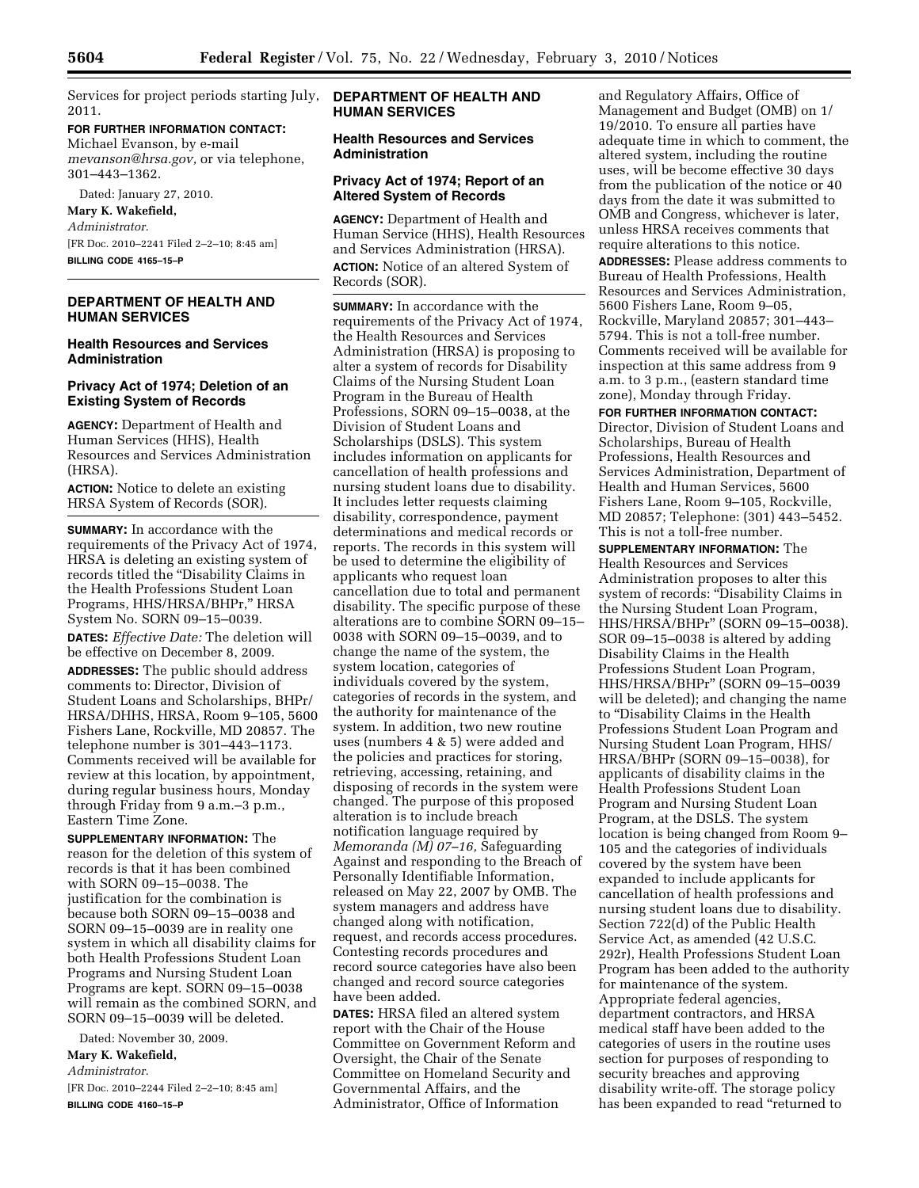Services for project periods starting July, 2011.

**FOR FURTHER INFORMATION CONTACT:** Michael Evanson, by e-mail *mevanson@hrsa.gov,* or via telephone, 301–443–1362.

Dated: January 27, 2010.

**Mary K. Wakefield,**

*Administrator.*

[FR Doc. 2010–2241 Filed 2–2–10; 8:45 am]

**BILLING CODE 4165–15–P**

## DEPARTMENT OF HEALTH AND HUMAN SERVICES

### Health Resources and Services Administration

### Privacy Act of 1974; Deletion of an Existing System of Records

**AGENCY:** Department of Health and Human Services (HHS), Health Resources and Services Administration (HRSA).

**ACTION:** Notice to delete an existing HRSA System of Records (SOR).

**SUMMARY:** In accordance with the requirements of the Privacy Act of 1974, HRSA is deleting an existing system of records titled the "Disability Claims in the Health Professions Student Loan Programs, HHS/HRSA/BHPr," HRSA System No. SORN 09–15–0039.

**DATES:** *Effective Date:* The deletion will be effective on December 8, 2009.

**ADDRESSES:** The public should address comments to: Director, Division of Student Loans and Scholarships, BHPr/HRSA/DHHS, HRSA, Room 9–105, 5600 Fishers Lane, Rockville, MD 20857. The telephone number is 301–443–1173. Comments received will be available for review at this location, by appointment, during regular business hours, Monday through Friday from 9 a.m.–3 p.m., Eastern Time Zone.

**SUPPLEMENTARY INFORMATION:** The reason for the deletion of this system of records is that it has been combined with SORN 09–15–0038. The justification for the combination is because both SORN 09–15–0038 and SORN 09–15–0039 are in reality one system in which all disability claims for both Health Professions Student Loan Programs and Nursing Student Loan Programs are kept. SORN 09–15–0038 will remain as the combined SORN, and SORN 09–15–0039 will be deleted.

Dated: November 30, 2009.

**Mary K. Wakefield,**

*Administrator.*

[FR Doc. 2010–2244 Filed 2–2–10; 8:45 am]

**BILLING CODE 4160–15–P**

## DEPARTMENT OF HEALTH AND HUMAN SERVICES

### Health Resources and Services Administration

### Privacy Act of 1974; Report of an Altered System of Records

**AGENCY:** Department of Health and Human Service (HHS), Health Resources and Services Administration (HRSA).

**ACTION:** Notice of an altered System of Records (SOR).

**SUMMARY:** In accordance with the requirements of the Privacy Act of 1974, the Health Resources and Services Administration (HRSA) is proposing to alter a system of records for Disability Claims of the Nursing Student Loan Program in the Bureau of Health Professions, SORN 09–15–0038, at the Division of Student Loans and Scholarships (DSLS). This system includes information on applicants for cancellation of health professions and nursing student loans due to disability. It includes letter requests claiming disability, correspondence, payment determinations and medical records or reports. The records in this system will be used to determine the eligibility of applicants who request loan cancellation due to total and permanent disability. The specific purpose of these alterations are to combine SORN 09–15–0038 with SORN 09–15–0039, and to change the name of the system, the system location, categories of individuals covered by the system, categories of records in the system, and the authority for maintenance of the system. In addition, two new routine uses (numbers 4 & 5) were added and the policies and practices for storing, retrieving, accessing, retaining, and disposing of records in the system were changed. The purpose of this proposed alteration is to include breach notification language required by *Memoranda (M) 07–16,* Safeguarding Against and responding to the Breach of Personally Identifiable Information, released on May 22, 2007 by OMB. The system managers and address have changed along with notification, request, and records access procedures. Contesting records procedures and record source categories have also been changed and record source categories have been added.

**DATES:** HRSA filed an altered system report with the Chair of the House Committee on Government Reform and Oversight, the Chair of the Senate Committee on Homeland Security and Governmental Affairs, and the Administrator, Office of Information and Regulatory Affairs, Office of Management and Budget (OMB) on 1/19/2010. To ensure all parties have adequate time in which to comment, the altered system, including the routine uses, will be become effective 30 days from the publication of the notice or 40 days from the date it was submitted to OMB and Congress, whichever is later, unless HRSA receives comments that require alterations to this notice.

**ADDRESSES:** Please address comments to Bureau of Health Professions, Health Resources and Services Administration, 5600 Fishers Lane, Room 9–05, Rockville, Maryland 20857; 301–443–5794. This is not a toll-free number. Comments received will be available for inspection at this same address from 9 a.m. to 3 p.m., (eastern standard time zone), Monday through Friday.

**FOR FURTHER INFORMATION CONTACT:** Director, Division of Student Loans and Scholarships, Bureau of Health Professions, Health Resources and Services Administration, Department of Health and Human Services, 5600 Fishers Lane, Room 9–105, Rockville, MD 20857; Telephone: (301) 443–5452. This is not a toll-free number.

**SUPPLEMENTARY INFORMATION:** The Health Resources and Services Administration proposes to alter this system of records: "Disability Claims in the Nursing Student Loan Program, HHS/HRSA/BHPr" (SORN 09–15–0038). SOR 09–15–0038 is altered by adding Disability Claims in the Health Professions Student Loan Program, HHS/HRSA/BHPr" (SORN 09–15–0039 will be deleted); and changing the name to "Disability Claims in the Health Professions Student Loan Program and Nursing Student Loan Program, HHS/HRSA/BHPr (SORN 09–15–0038), for applicants of disability claims in the Health Professions Student Loan Program and Nursing Student Loan Program, at the DSLS. The system location is being changed from Room 9–105 and the categories of individuals covered by the system have been expanded to include applicants for cancellation of health professions and nursing student loans due to disability. Section 722(d) of the Public Health Service Act, as amended (42 U.S.C. 292r), Health Professions Student Loan Program has been added to the authority for maintenance of the system. Appropriate federal agencies, department contractors, and HRSA medical staff have been added to the categories of users in the routine uses section for purposes of responding to security breaches and approving disability write-off. The storage policy has been expanded to read "returned to